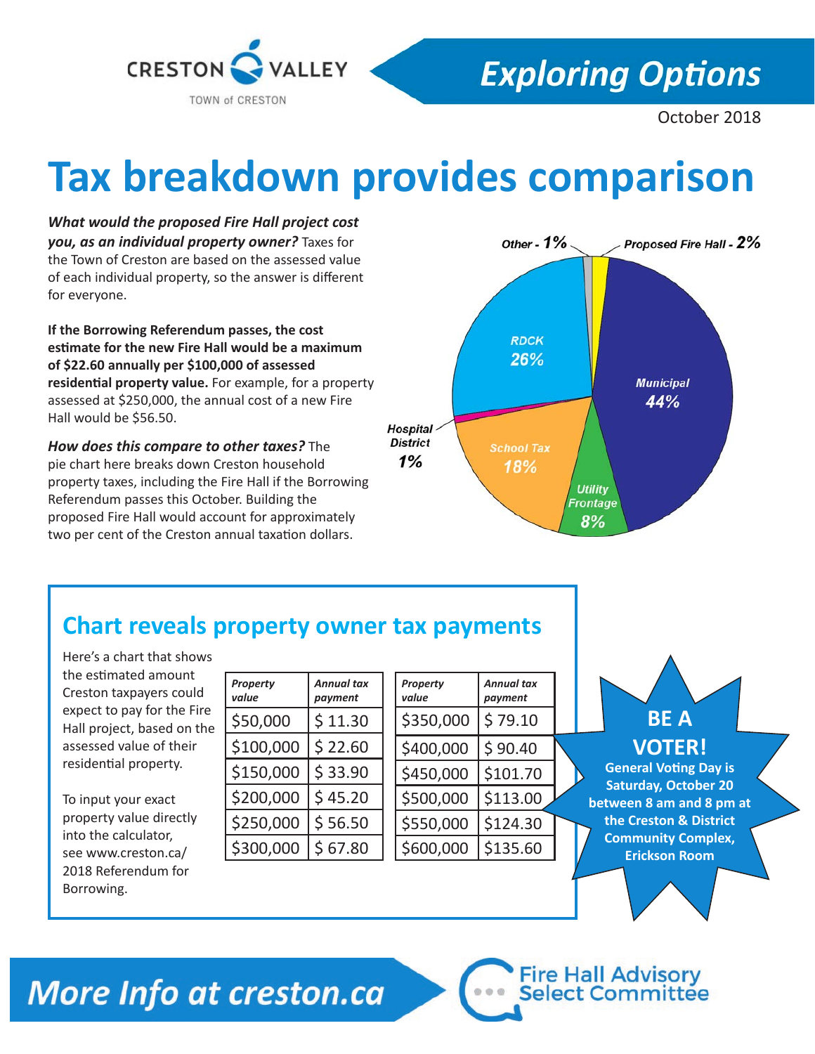CRESTON VALLEY
TOWN of CRESTON

## Exploring Options

October 2018

# Tax breakdown provides comparison

***What would the proposed Fire Hall project cost you, as an individual property owner?*** Taxes for the Town of Creston are based on the assessed value of each individual property, so the answer is different for everyone.

**If the Borrowing Referendum passes, the cost estimate for the new Fire Hall would be a maximum of $22.60 annually per $100,000 of assessed residential property value.** For example, for a property assessed at $250,000, the annual cost of a new Fire Hall would be $56.50.

***How does this compare to other taxes?*** The pie chart here breaks down Creston household property taxes, including the Fire Hall if the Borrowing Referendum passes this October. Building the proposed Fire Hall would account for approximately two per cent of the Creston annual taxation dollars.

| Category | Share |
|---|---|
| Municipal | 44% |
| RDCK | 26% |
| School Tax | 18% |
| Utility Frontage | 8% |
| Proposed Fire Hall | 2% |
| Hospital District | 1% |
| Other | 1% |

## Chart reveals property owner tax payments

Here's a chart that shows the estimated amount Creston taxpayers could expect to pay for the Fire Hall project, based on the assessed value of their residential property.

To input your exact property value directly into the calculator, see www.creston.ca/2018 Referendum for Borrowing.

| *Property value* | *Annual tax payment* |
|---|---|
| $50,000 | $ 11.30 |
| $100,000 | $ 22.60 |
| $150,000 | $ 33.90 |
| $200,000 | $ 45.20 |
| $250,000 | $ 56.50 |
| $300,000 | $ 67.80 |

| *Property value* | *Annual tax payment* |
|---|---|
| $350,000 | $ 79.10 |
| $400,000 | $ 90.40 |
| $450,000 | $101.70 |
| $500,000 | $113.00 |
| $550,000 | $124.30 |
| $600,000 | $135.60 |

**BE A VOTER!**

**General Voting Day is Saturday, October 20 between 8 am and 8 pm at the Creston & District Community Complex, Erickson Room**

## More Info at creston.ca

Fire Hall Advisory Select Committee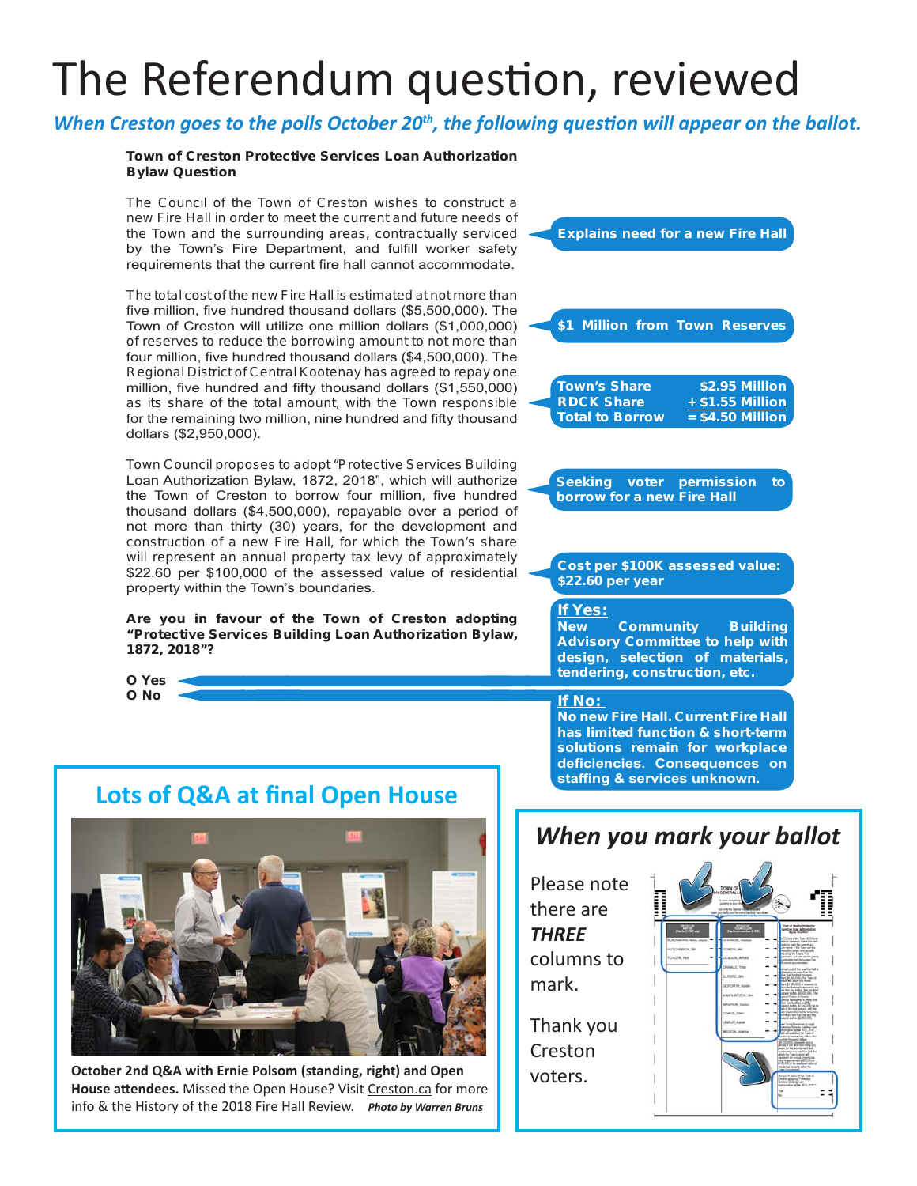# The Referendum question, reviewed

***When Creston goes to the polls October 20th, the following question will appear on the ballot.***

**Town of Creston Protective Services Loan Authorization Bylaw Question**

The Council of the Town of Creston wishes to construct a new Fire Hall in order to meet the current and future needs of the Town and the surrounding areas, contractually serviced by the Town's Fire Department, and fulfill worker safety requirements that the current fire hall cannot accommodate.

> **Explains need for a new Fire Hall**

The total cost of the new Fire Hall is estimated at not more than five million, five hundred thousand dollars ($5,500,000). The Town of Creston will utilize one million dollars ($1,000,000) of reserves to reduce the borrowing amount to not more than four million, five hundred thousand dollars ($4,500,000). The Regional District of Central Kootenay has agreed to repay one million, five hundred and fifty thousand dollars ($1,550,000) as its share of the total amount, with the Town responsible for the remaining two million, nine hundred and fifty thousand dollars ($2,950,000).

> **$1 Million from Town Reserves**

| | |
|---|---|
| **Town's Share** | **$2.95 Million** |
| **RDCK Share** | **+ $1.55 Million** |
| **Total to Borrow** | **= $4.50 Million** |

Town Council proposes to adopt "Protective Services Building Loan Authorization Bylaw, 1872, 2018", which will authorize the Town of Creston to borrow four million, five hundred thousand dollars ($4,500,000), repayable over a period of not more than thirty (30) years, for the development and construction of a new Fire Hall, for which the Town's share will represent an annual property tax levy of approximately $22.60 per $100,000 of the assessed value of residential property within the Town's boundaries.

> **Seeking voter permission to borrow for a new Fire Hall**

> **Cost per $100K assessed value: $22.60 per year**

**Are you in favour of the Town of Creston adopting "Protective Services Building Loan Authorization Bylaw, 1872, 2018"?**

**O Yes**
**O No**

> **If Yes:**
> **New Community Building Advisory Committee to help with design, selection of materials, tendering, construction, etc.**

> **If No:**
> **No new Fire Hall. Current Fire Hall has limited function & short-term solutions remain for workplace deficiencies. Consequences on staffing & services unknown.**

## Lots of Q&A at final Open House

**October 2nd Q&A with Ernie Polsom (standing, right) and Open House attendees.** Missed the Open House? Visit Creston.ca for more info & the History of the 2018 Fire Hall Review. ***Photo by Warren Bruns***

## *When you mark your ballot*

Please note there are ***THREE*** columns to mark.

Thank you Creston voters.